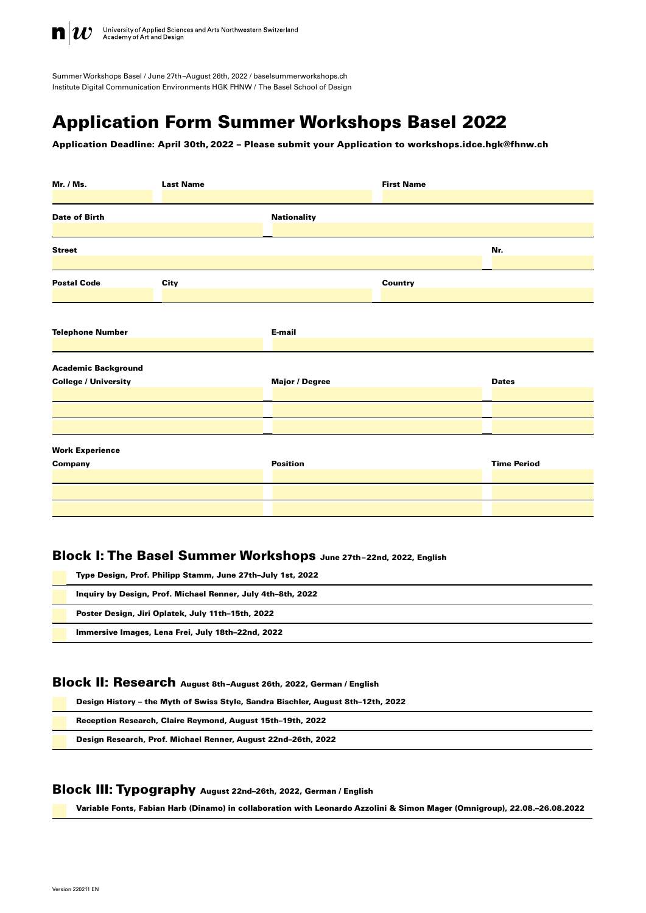University of Applied Sciences and Arts Northwestern Switzerland
Academy of Art and Design

Summer Workshops Basel / June 27th–August 26th, 2022 / baselsummerworkshops.ch
Institute Digital Communication Environments HGK FHNW / The Basel School of Design

# Application Form Summer Workshops Basel 2022

**Application Deadline: April 30th, 2022 – Please submit your Application to workshops.idce.hgk@fhnw.ch**

| Mr. / Ms. | Last Name | First Name |
| --- | --- | --- |
| | | |

| Date of Birth | Nationality |
| --- | --- |
| | |

| Street | Nr. |
| --- | --- |
| | |

| Postal Code | City | Country |
| --- | --- | --- |
| | | |

| Telephone Number | E-mail |
| --- | --- |
| | |

**Academic Background**

| College / University | Major / Degree | Dates |
| --- | --- | --- |
| | | |
| | | |
| | | |

**Work Experience**

| Company | Position | Time Period |
| --- | --- | --- |
| | | |
| | | |
| | | |

## Block I: The Basel Summer Workshops June 27th–22nd, 2022, English

- [ ] **Type Design, Prof. Philipp Stamm, June 27th–July 1st, 2022**
- [ ] **Inquiry by Design, Prof. Michael Renner, July 4th–8th, 2022**
- [ ] **Poster Design, Jiri Oplatek, July 11th–15th, 2022**
- [ ] **Immersive Images, Lena Frei, July 18th–22nd, 2022**

## Block II: Research August 8th–August 26th, 2022, German / English

- [ ] **Design History – the Myth of Swiss Style, Sandra Bischler, August 8th–12th, 2022**
- [ ] **Reception Research, Claire Reymond, August 15th–19th, 2022**
- [ ] **Design Research, Prof. Michael Renner, August 22nd–26th, 2022**

## Block III: Typography August 22nd–26th, 2022, German / English

- [ ] **Variable Fonts, Fabian Harb (Dinamo) in collaboration with Leonardo Azzolini & Simon Mager (Omnigroup), 22.08.–26.08.2022**

Version 220211 EN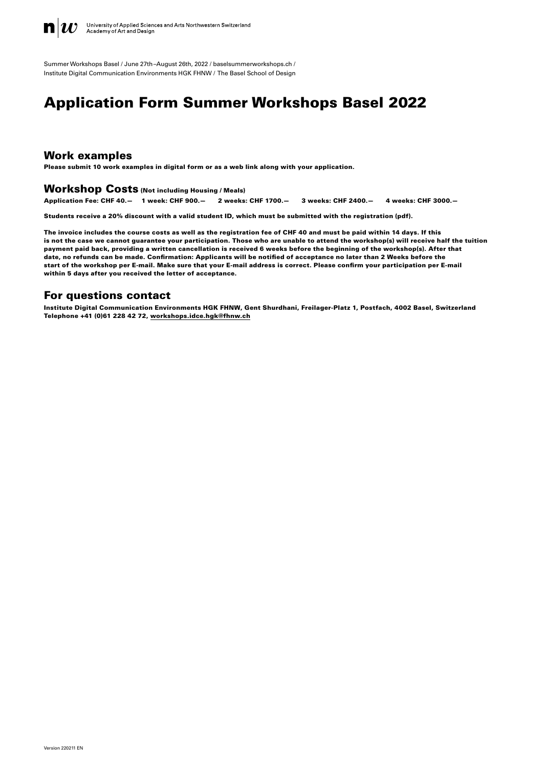Summer Workshops Basel / June 27th–August 26th, 2022 / baselsummerworkshops.ch /
Institute Digital Communication Environments HGK FHNW / The Basel School of Design

# Application Form Summer Workshops Basel 2022

## Work examples

**Please submit 10 work examples in digital form or as a web link along with your application.**

## Workshop Costs (Not including Housing / Meals)

**Application Fee: CHF 40.— 1 week: CHF 900.— 2 weeks: CHF 1700.— 3 weeks: CHF 2400.— 4 weeks: CHF 3000.—**

**Students receive a 20% discount with a valid student ID, which must be submitted with the registration (pdf).**

**The invoice includes the course costs as well as the registration fee of CHF 40 and must be paid within 14 days. If this is not the case we cannot guarantee your participation. Those who are unable to attend the workshop(s) will receive half the tuition payment paid back, providing a written cancellation is received 6 weeks before the beginning of the workshop(s). After that date, no refunds can be made. Confirmation: Applicants will be notified of acceptance no later than 2 Weeks before the start of the workshop per E-mail. Make sure that your E-mail address is correct. Please confirm your participation per E-mail within 5 days after you received the letter of acceptance.**

## For questions contact

**Institute Digital Communication Environments HGK FHNW, Gent Shurdhani, Freilager-Platz 1, Postfach, 4002 Basel, Switzerland**
**Telephone +41 (0)61 228 42 72, workshops.idce.hgk@fhnw.ch**

Version 220211 EN